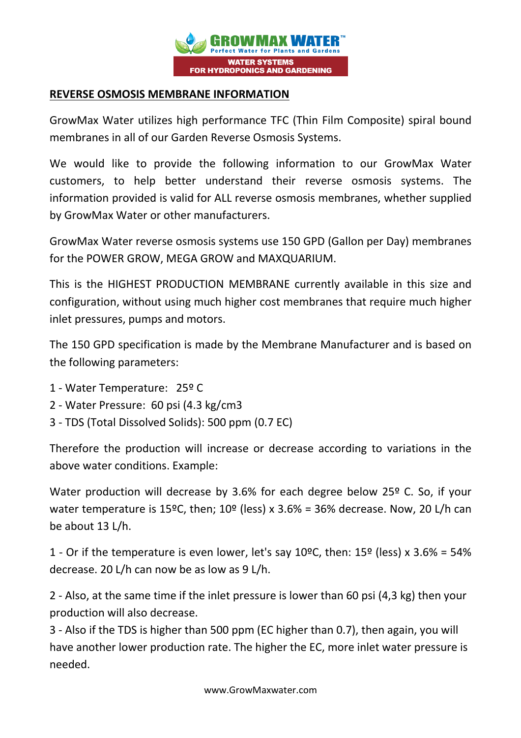GROWMAX WATER™
Perfect Water for Plants and Gardens
WATER SYSTEMS
FOR HYDROPONICS AND GARDENING

## REVERSE OSMOSIS MEMBRANE INFORMATION

GrowMax Water utilizes high performance TFC (Thin Film Composite) spiral bound membranes in all of our Garden Reverse Osmosis Systems.

We would like to provide the following information to our GrowMax Water customers, to help better understand their reverse osmosis systems. The information provided is valid for ALL reverse osmosis membranes, whether supplied by GrowMax Water or other manufacturers.

GrowMax Water reverse osmosis systems use 150 GPD (Gallon per Day) membranes for the POWER GROW, MEGA GROW and MAXQUARIUM.

This is the HIGHEST PRODUCTION MEMBRANE currently available in this size and configuration, without using much higher cost membranes that require much higher inlet pressures, pumps and motors.

The 150 GPD specification is made by the Membrane Manufacturer and is based on the following parameters:

1 - Water Temperature: 25º C
2 - Water Pressure: 60 psi (4.3 kg/cm3
3 - TDS (Total Dissolved Solids): 500 ppm (0.7 EC)

Therefore the production will increase or decrease according to variations in the above water conditions. Example:

Water production will decrease by 3.6% for each degree below 25º C. So, if your water temperature is 15ºC, then; 10º (less) x 3.6% = 36% decrease. Now, 20 L/h can be about 13 L/h.

1 - Or if the temperature is even lower, let's say 10ºC, then: 15º (less) x 3.6% = 54% decrease. 20 L/h can now be as low as 9 L/h.

2 - Also, at the same time if the inlet pressure is lower than 60 psi (4,3 kg) then your production will also decrease.

3 - Also if the TDS is higher than 500 ppm (EC higher than 0.7), then again, you will have another lower production rate. The higher the EC, more inlet water pressure is needed.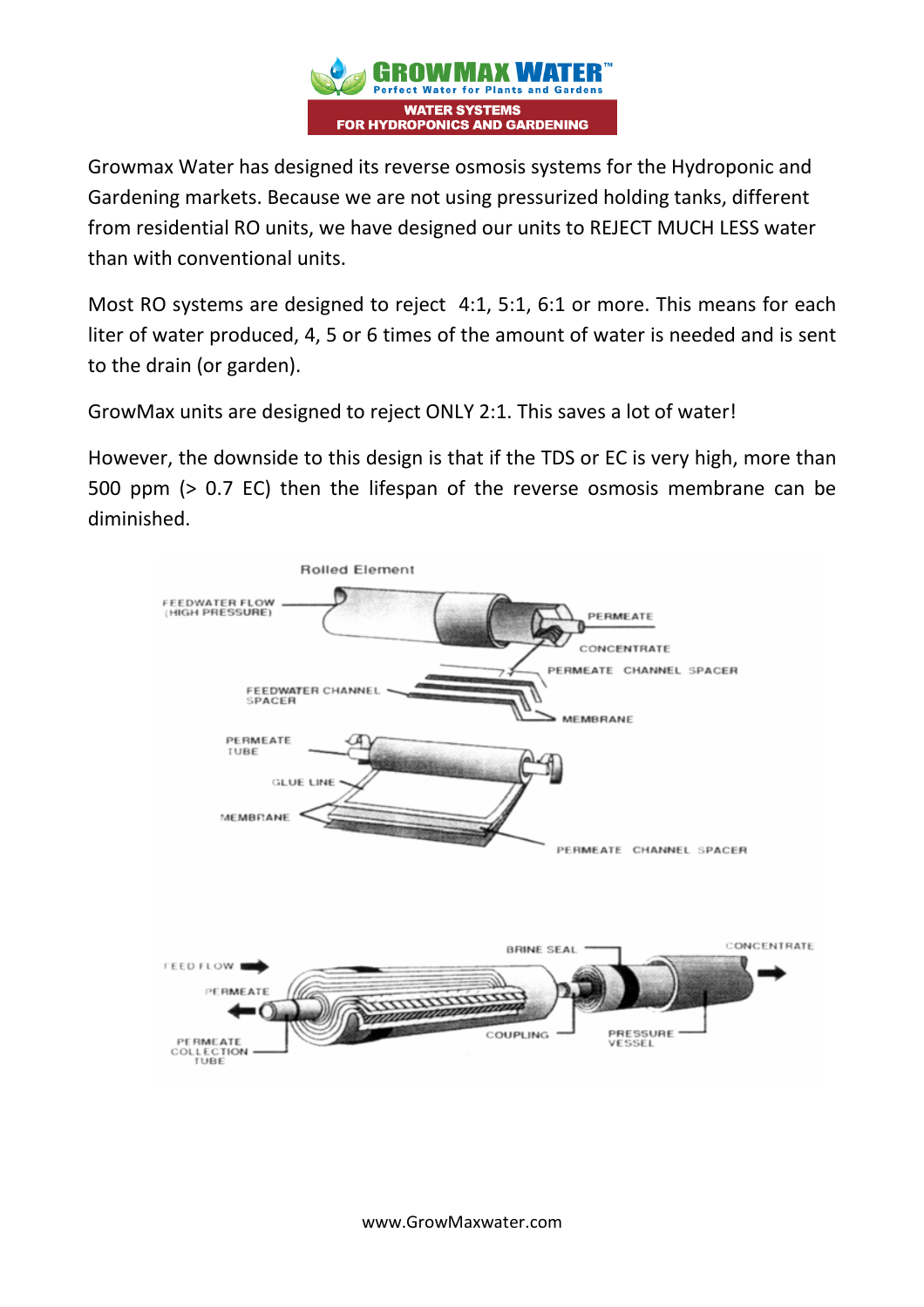Growmax Water has designed its reverse osmosis systems for the Hydroponic and Gardening markets. Because we are not using pressurized holding tanks, different from residential RO units, we have designed our units to REJECT MUCH LESS water than with conventional units.

Most RO systems are designed to reject 4:1, 5:1, 6:1 or more. This means for each liter of water produced, 4, 5 or 6 times of the amount of water is needed and is sent to the drain (or garden).

GrowMax units are designed to reject ONLY 2:1. This saves a lot of water!

However, the downside to this design is that if the TDS or EC is very high, more than 500 ppm (> 0.7 EC) then the lifespan of the reverse osmosis membrane can be diminished.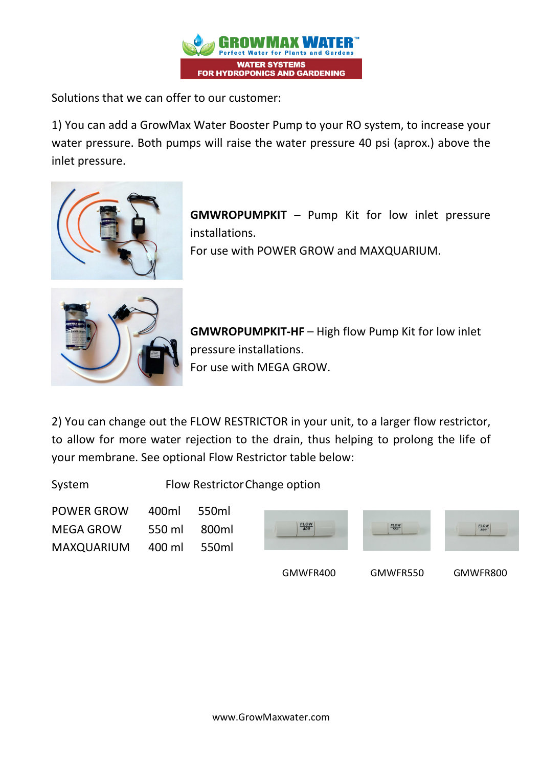GROWMAX WATER™
Perfect Water for Plants and Gardens
WATER SYSTEMS
FOR HYDROPONICS AND GARDENING

Solutions that we can offer to our customer:

1) You can add a GrowMax Water Booster Pump to your RO system, to increase your water pressure. Both pumps will raise the water pressure 40 psi (aprox.) above the inlet pressure.

**GMWROPUMPKIT** – Pump Kit for low inlet pressure installations.
For use with POWER GROW and MAXQUARIUM.

**GMWROPUMPKIT-HF** – High flow Pump Kit for low inlet pressure installations.
For use with MEGA GROW.

2) You can change out the FLOW RESTRICTOR in your unit, to a larger flow restrictor, to allow for more water rejection to the drain, thus helping to prolong the life of your membrane. See optional Flow Restrictor table below:

| System | Flow Restrictor | Change option |
|---|---|---|
| POWER GROW | 400ml | 550ml |
| MEGA GROW | 550 ml | 800ml |
| MAXQUARIUM | 400 ml | 550ml |

GMWFR400 GMWFR550 GMWFR800

www.GrowMaxwater.com